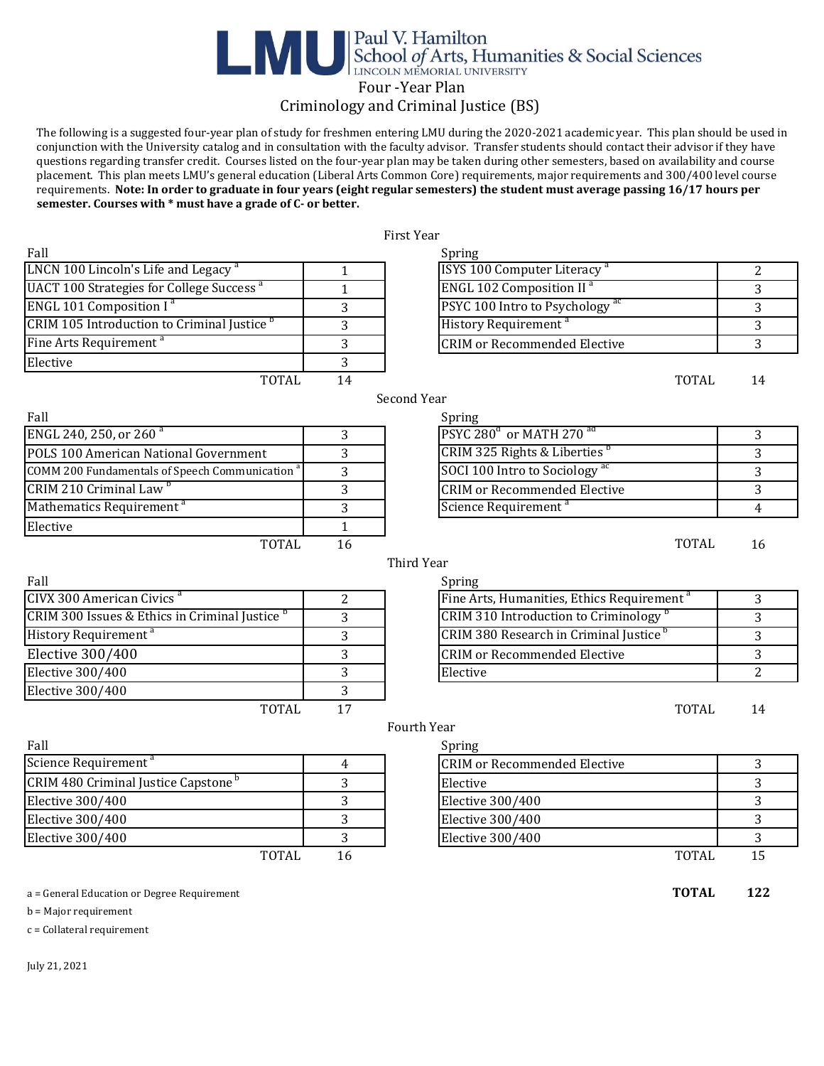# LMU | Paul V. Hamilton School *of* Arts, Humanities & Social Sciences

LINCOLN MEMORIAL UNIVERSITY

## Four -Year Plan

## Criminology and Criminal Justice (BS)

The following is a suggested four-year plan of study for freshmen entering LMU during the 2020-2021 academic year. This plan should be used in conjunction with the University catalog and in consultation with the faculty advisor. Transfer students should contact their advisor if they have questions regarding transfer credit. Courses listed on the four-year plan may be taken during other semesters, based on availability and course placement. This plan meets LMU's general education (Liberal Arts Common Core) requirements, major requirements and 300/400 level course requirements. **Note: In order to graduate in four years (eight regular semesters) the student must average passing 16/17 hours per semester. Courses with * must have a grade of C- or better.**

### First Year

| Fall | | Spring | |
|---|---|---|---|
| LNCN 100 Lincoln's Life and Legacy [a] | 1 | ISYS 100 Computer Literacy [a] | 2 |
| UACT 100 Strategies for College Success [a] | 1 | ENGL 102 Composition II [a] | 3 |
| ENGL 101 Composition I [a] | 3 | PSYC 100 Intro to Psychology [ac] | 3 |
| CRIM 105 Introduction to Criminal Justice [b] | 3 | History Requirement [a] | 3 |
| Fine Arts Requirement [a] | 3 | CRIM or Recommended Elective | 3 |
| Elective | 3 | | |
| TOTAL | 14 | TOTAL | 14 |

### Second Year

| Fall | | Spring | |
|---|---|---|---|
| ENGL 240, 250, or 260 [a] | 3 | PSYC 280[d] or MATH 270 [ad] | 3 |
| POLS 100 American National Government | 3 | CRIM 325 Rights & Liberties [b] | 3 |
| COMM 200 Fundamentals of Speech Communication [a] | 3 | SOCI 100 Intro to Sociology [ac] | 3 |
| CRIM 210 Criminal Law [b] | 3 | CRIM or Recommended Elective | 3 |
| Mathematics Requirement [a] | 3 | Science Requirement [a] | 4 |
| Elective | 1 | | |
| TOTAL | 16 | TOTAL | 16 |

### Third Year

| Fall | | Spring | |
|---|---|---|---|
| CIVX 300 American Civics [a] | 2 | Fine Arts, Humanities, Ethics Requirement [a] | 3 |
| CRIM 300 Issues & Ethics in Criminal Justice [b] | 3 | CRIM 310 Introduction to Criminology [b] | 3 |
| History Requirement [a] | 3 | CRIM 380 Research in Criminal Justice [b] | 3 |
| Elective 300/400 | 3 | CRIM or Recommended Elective | 3 |
| Elective 300/400 | 3 | Elective | 2 |
| Elective 300/400 | 3 | | |
| TOTAL | 17 | TOTAL | 14 |

### Fourth Year

| Fall | | Spring | |
|---|---|---|---|
| Science Requirement [a] | 4 | CRIM or Recommended Elective | 3 |
| CRIM 480 Criminal Justice Capstone [b] | 3 | Elective | 3 |
| Elective 300/400 | 3 | Elective 300/400 | 3 |
| Elective 300/400 | 3 | Elective 300/400 | 3 |
| Elective 300/400 | 3 | Elective 300/400 | 3 |
| TOTAL | 16 | TOTAL | 15 |

**TOTAL 122**

a = General Education or Degree Requirement

b = Major requirement

c = Collateral requirement

July 21, 2021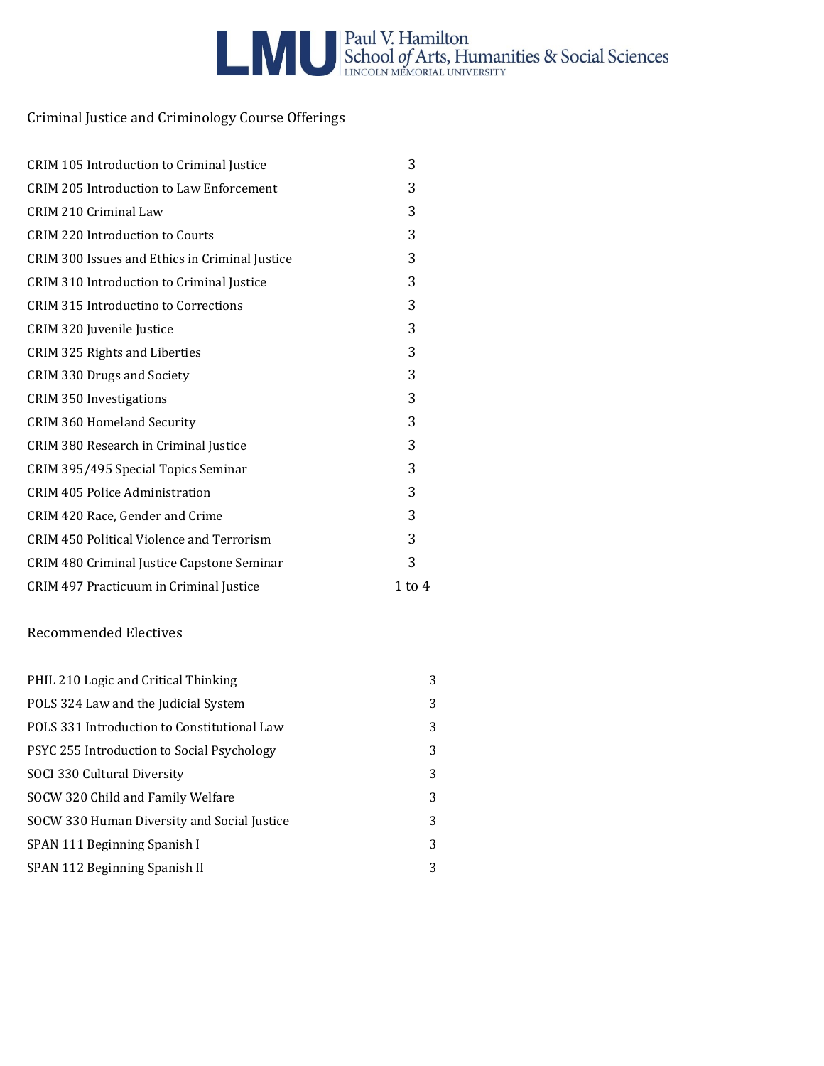LMU | Paul V. Hamilton School *of* Arts, Humanities & Social Sciences
LINCOLN MEMORIAL UNIVERSITY

## Criminal Justice and Criminology Course Offerings

| | |
|---|---|
| CRIM 105 Introduction to Criminal Justice | 3 |
| CRIM 205 Introduction to Law Enforcement | 3 |
| CRIM 210 Criminal Law | 3 |
| CRIM 220 Introduction to Courts | 3 |
| CRIM 300 Issues and Ethics in Criminal Justice | 3 |
| CRIM 310 Introduction to Criminal Justice | 3 |
| CRIM 315 Introductino to Corrections | 3 |
| CRIM 320 Juvenile Justice | 3 |
| CRIM 325 Rights and Liberties | 3 |
| CRIM 330 Drugs and Society | 3 |
| CRIM 350 Investigations | 3 |
| CRIM 360 Homeland Security | 3 |
| CRIM 380 Research in Criminal Justice | 3 |
| CRIM 395/495 Special Topics Seminar | 3 |
| CRIM 405 Police Administration | 3 |
| CRIM 420 Race, Gender and Crime | 3 |
| CRIM 450 Political Violence and Terrorism | 3 |
| CRIM 480 Criminal Justice Capstone Seminar | 3 |
| CRIM 497 Practicuum in Criminal Justice | 1 to 4 |

## Recommended Electives

| | |
|---|---|
| PHIL 210 Logic and Critical Thinking | 3 |
| POLS 324 Law and the Judicial System | 3 |
| POLS 331 Introduction to Constitutional Law | 3 |
| PSYC 255 Introduction to Social Psychology | 3 |
| SOCI 330 Cultural Diversity | 3 |
| SOCW 320 Child and Family Welfare | 3 |
| SOCW 330 Human Diversity and Social Justice | 3 |
| SPAN 111 Beginning Spanish I | 3 |
| SPAN 112 Beginning Spanish II | 3 |